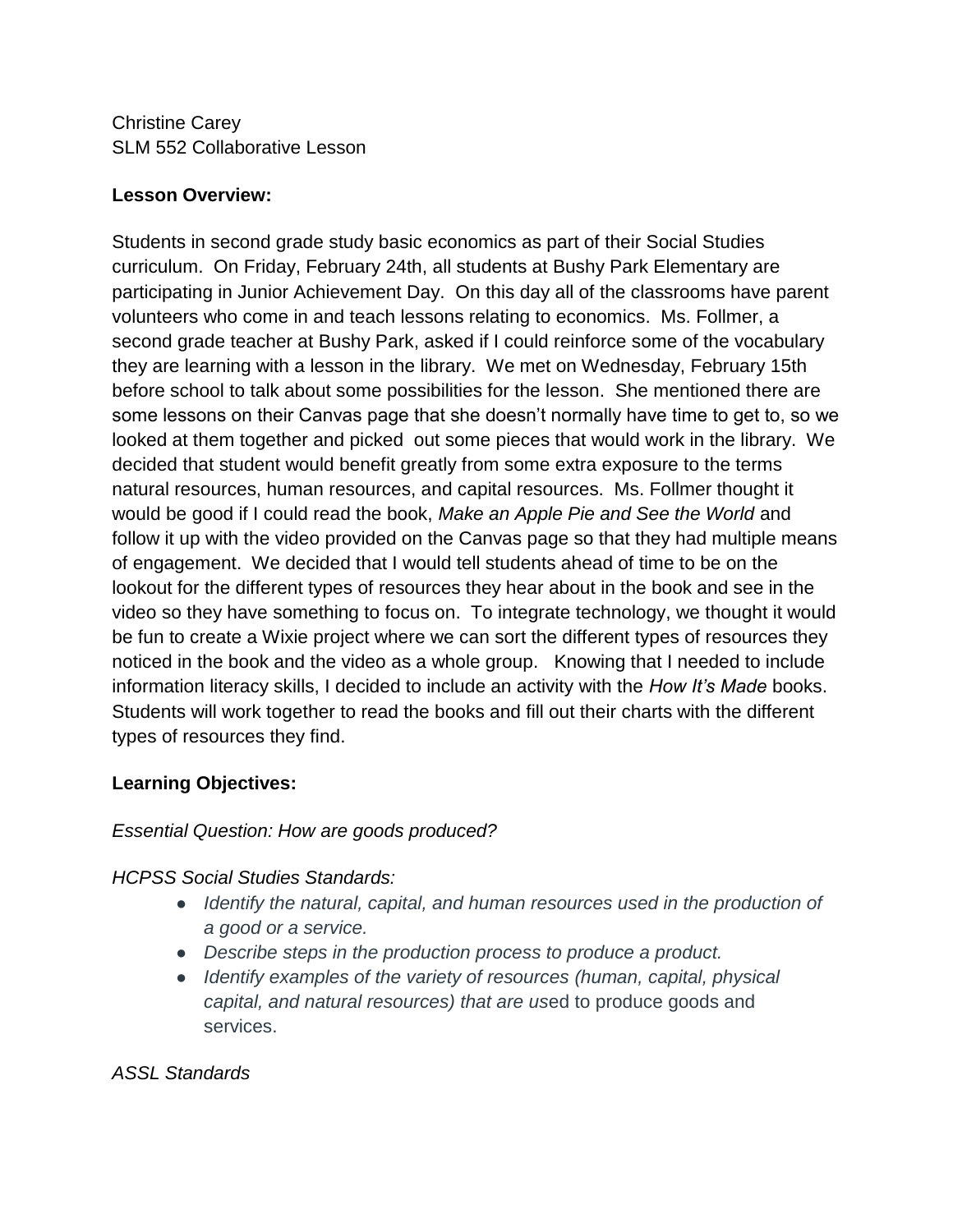Christine Carey
SLM 552 Collaborative Lesson

**Lesson Overview:**

Students in second grade study basic economics as part of their Social Studies curriculum. On Friday, February 24th, all students at Bushy Park Elementary are participating in Junior Achievement Day. On this day all of the classrooms have parent volunteers who come in and teach lessons relating to economics. Ms. Follmer, a second grade teacher at Bushy Park, asked if I could reinforce some of the vocabulary they are learning with a lesson in the library. We met on Wednesday, February 15th before school to talk about some possibilities for the lesson. She mentioned there are some lessons on their Canvas page that she doesn't normally have time to get to, so we looked at them together and picked out some pieces that would work in the library. We decided that student would benefit greatly from some extra exposure to the terms natural resources, human resources, and capital resources. Ms. Follmer thought it would be good if I could read the book, *Make an Apple Pie and See the World* and follow it up with the video provided on the Canvas page so that they had multiple means of engagement. We decided that I would tell students ahead of time to be on the lookout for the different types of resources they hear about in the book and see in the video so they have something to focus on. To integrate technology, we thought it would be fun to create a Wixie project where we can sort the different types of resources they noticed in the book and the video as a whole group. Knowing that I needed to include information literacy skills, I decided to include an activity with the *How It's Made* books. Students will work together to read the books and fill out their charts with the different types of resources they find.

**Learning Objectives:**

*Essential Question: How are goods produced?*

*HCPSS Social Studies Standards:*

- *Identify the natural, capital, and human resources used in the production of a good or a service.*
- *Describe steps in the production process to produce a product.*
- *Identify examples of the variety of resources (human, capital, physical capital, and natural resources) that are us*ed to produce goods and services.

*ASSL Standards*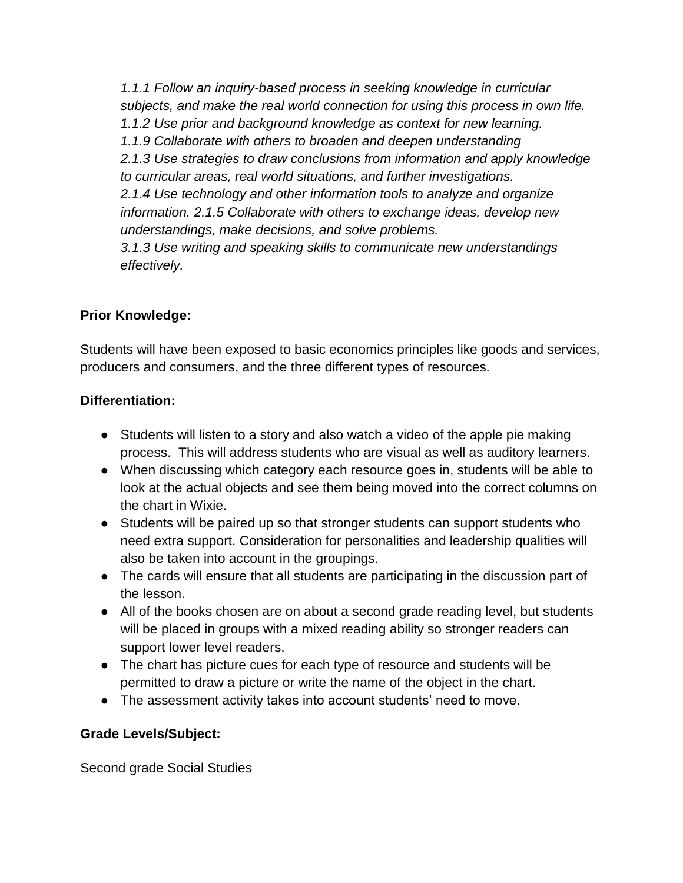*1.1.1 Follow an inquiry-based process in seeking knowledge in curricular subjects, and make the real world connection for using this process in own life.*
*1.1.2 Use prior and background knowledge as context for new learning.*
*1.1.9 Collaborate with others to broaden and deepen understanding*
*2.1.3 Use strategies to draw conclusions from information and apply knowledge to curricular areas, real world situations, and further investigations.*
*2.1.4 Use technology and other information tools to analyze and organize information. 2.1.5 Collaborate with others to exchange ideas, develop new understandings, make decisions, and solve problems.*
*3.1.3 Use writing and speaking skills to communicate new understandings effectively.*

**Prior Knowledge:**

Students will have been exposed to basic economics principles like goods and services, producers and consumers, and the three different types of resources.

**Differentiation:**

- Students will listen to a story and also watch a video of the apple pie making process. This will address students who are visual as well as auditory learners.
- When discussing which category each resource goes in, students will be able to look at the actual objects and see them being moved into the correct columns on the chart in Wixie.
- Students will be paired up so that stronger students can support students who need extra support. Consideration for personalities and leadership qualities will also be taken into account in the groupings.
- The cards will ensure that all students are participating in the discussion part of the lesson.
- All of the books chosen are on about a second grade reading level, but students will be placed in groups with a mixed reading ability so stronger readers can support lower level readers.
- The chart has picture cues for each type of resource and students will be permitted to draw a picture or write the name of the object in the chart.
- The assessment activity takes into account students' need to move.

**Grade Levels/Subject:**

Second grade Social Studies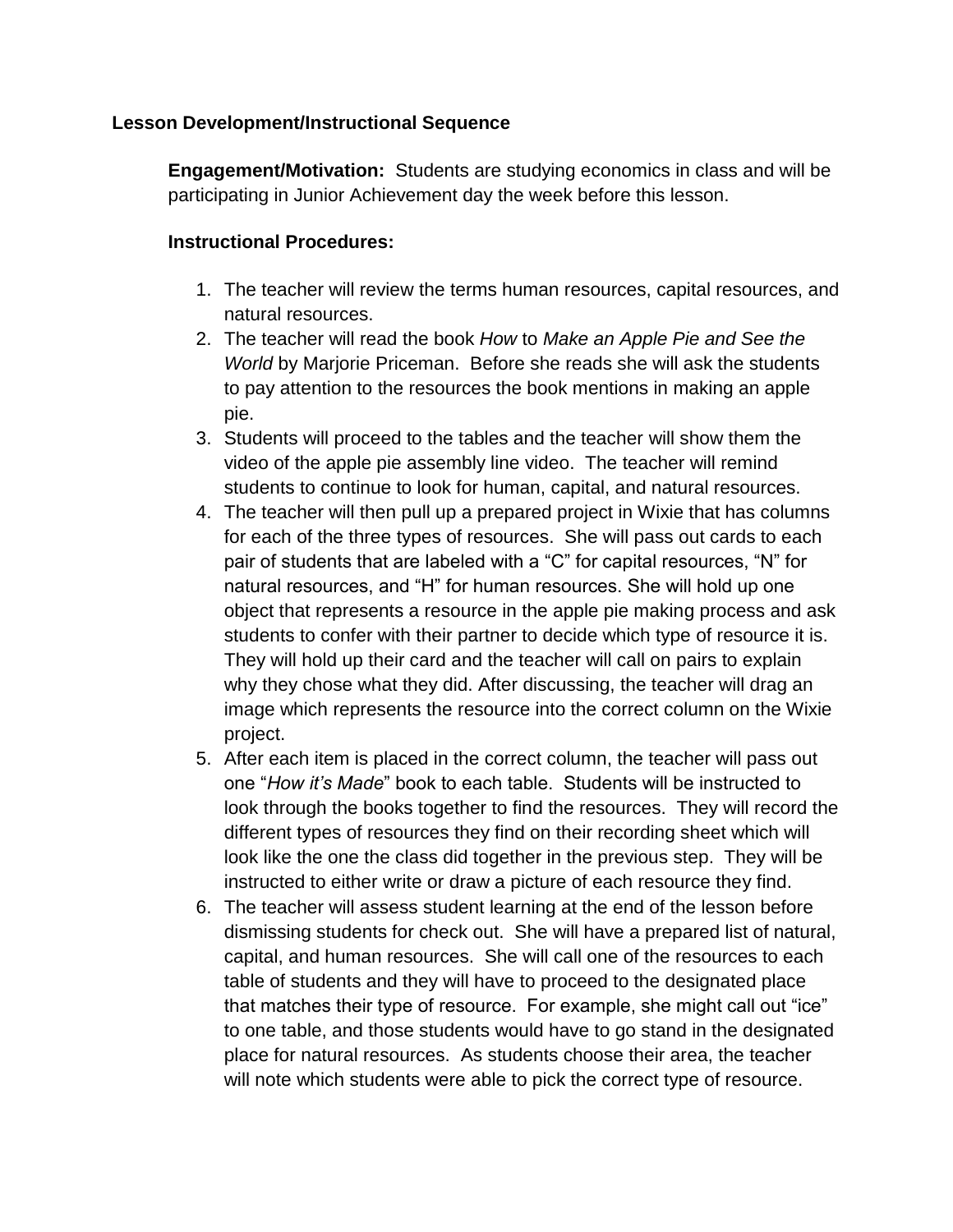**Lesson Development/Instructional Sequence**

**Engagement/Motivation:** Students are studying economics in class and will be participating in Junior Achievement day the week before this lesson.

**Instructional Procedures:**

1. The teacher will review the terms human resources, capital resources, and natural resources.
2. The teacher will read the book *How* to *Make an Apple Pie and See the World* by Marjorie Priceman. Before she reads she will ask the students to pay attention to the resources the book mentions in making an apple pie.
3. Students will proceed to the tables and the teacher will show them the video of the apple pie assembly line video. The teacher will remind students to continue to look for human, capital, and natural resources.
4. The teacher will then pull up a prepared project in Wixie that has columns for each of the three types of resources. She will pass out cards to each pair of students that are labeled with a "C" for capital resources, "N" for natural resources, and "H" for human resources. She will hold up one object that represents a resource in the apple pie making process and ask students to confer with their partner to decide which type of resource it is. They will hold up their card and the teacher will call on pairs to explain why they chose what they did. After discussing, the teacher will drag an image which represents the resource into the correct column on the Wixie project.
5. After each item is placed in the correct column, the teacher will pass out one "*How it's Made*" book to each table. Students will be instructed to look through the books together to find the resources. They will record the different types of resources they find on their recording sheet which will look like the one the class did together in the previous step. They will be instructed to either write or draw a picture of each resource they find.
6. The teacher will assess student learning at the end of the lesson before dismissing students for check out. She will have a prepared list of natural, capital, and human resources. She will call one of the resources to each table of students and they will have to proceed to the designated place that matches their type of resource. For example, she might call out "ice" to one table, and those students would have to go stand in the designated place for natural resources. As students choose their area, the teacher will note which students were able to pick the correct type of resource.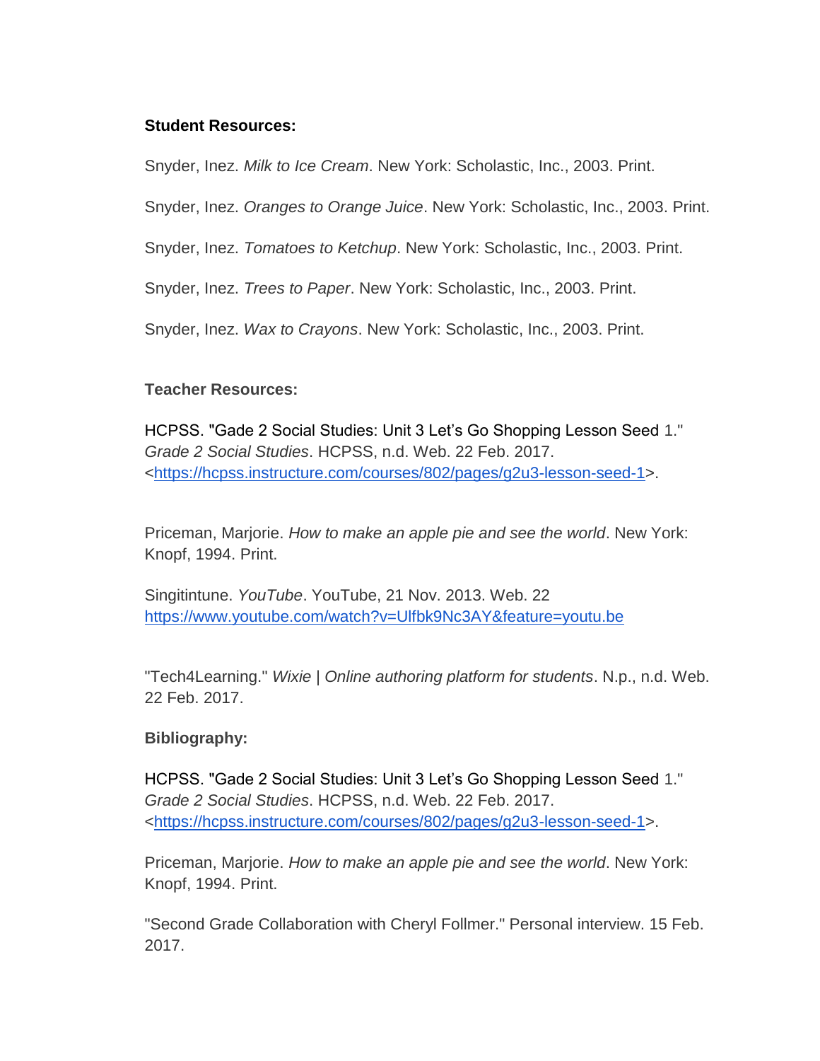**Student Resources:**

Snyder, Inez. *Milk to Ice Cream*. New York: Scholastic, Inc., 2003. Print.

Snyder, Inez. *Oranges to Orange Juice*. New York: Scholastic, Inc., 2003. Print.

Snyder, Inez. *Tomatoes to Ketchup*. New York: Scholastic, Inc., 2003. Print.

Snyder, Inez. *Trees to Paper*. New York: Scholastic, Inc., 2003. Print.

Snyder, Inez. *Wax to Crayons*. New York: Scholastic, Inc., 2003. Print.

**Teacher Resources:**

HCPSS. "Gade 2 Social Studies: Unit 3 Let's Go Shopping Lesson Seed 1." *Grade 2 Social Studies*. HCPSS, n.d. Web. 22 Feb. 2017. <https://hcpss.instructure.com/courses/802/pages/g2u3-lesson-seed-1>.

Priceman, Marjorie. *How to make an apple pie and see the world*. New York: Knopf, 1994. Print.

Singitintune. *YouTube*. YouTube, 21 Nov. 2013. Web. 22 https://www.youtube.com/watch?v=Ulfbk9Nc3AY&feature=youtu.be

"Tech4Learning." *Wixie | Online authoring platform for students*. N.p., n.d. Web. 22 Feb. 2017.

**Bibliography:**

HCPSS. "Gade 2 Social Studies: Unit 3 Let's Go Shopping Lesson Seed 1." *Grade 2 Social Studies*. HCPSS, n.d. Web. 22 Feb. 2017. <https://hcpss.instructure.com/courses/802/pages/g2u3-lesson-seed-1>.

Priceman, Marjorie. *How to make an apple pie and see the world*. New York: Knopf, 1994. Print.

"Second Grade Collaboration with Cheryl Follmer." Personal interview. 15 Feb. 2017.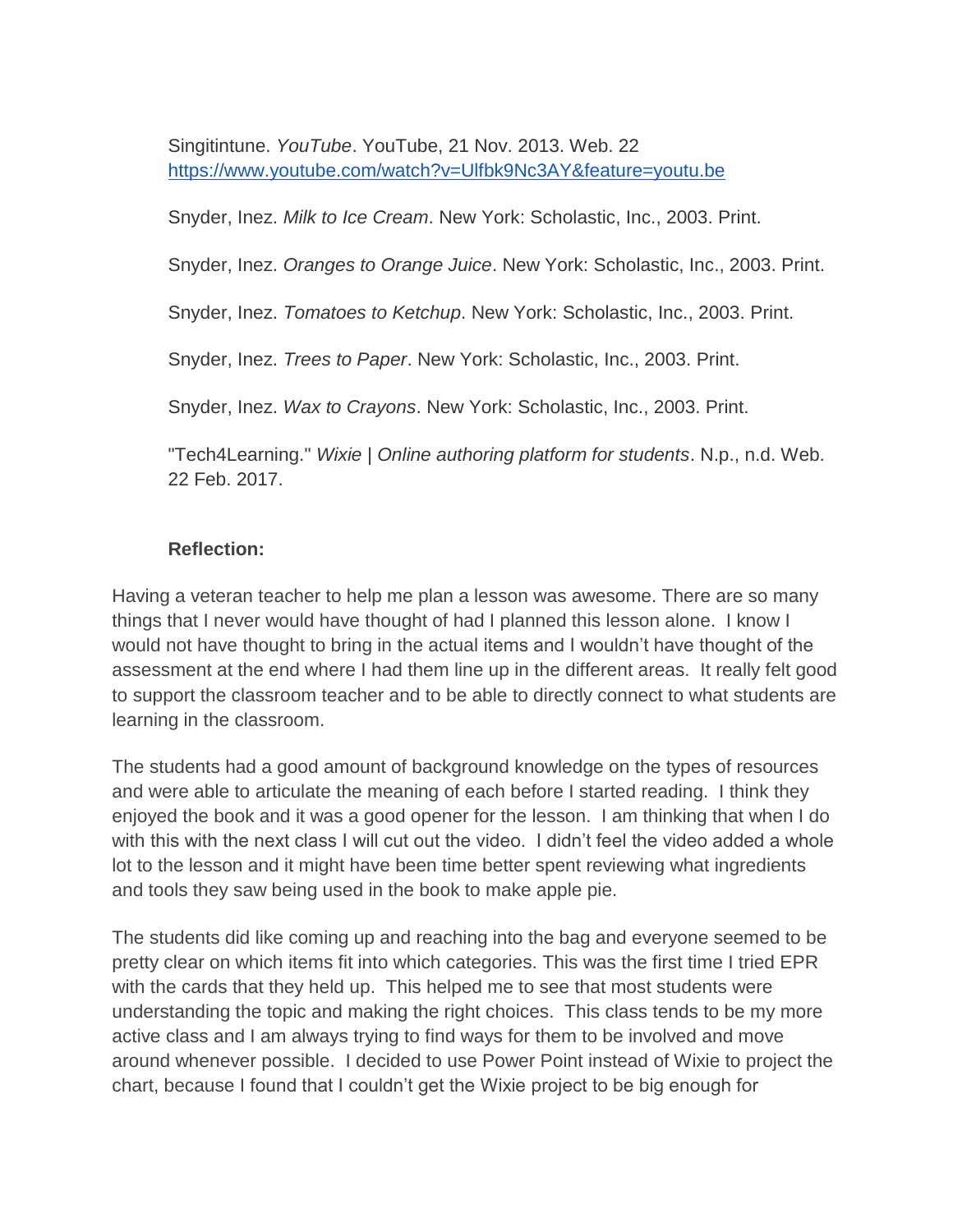Singitintune. *YouTube*. YouTube, 21 Nov. 2013. Web. 22 https://www.youtube.com/watch?v=Ulfbk9Nc3AY&feature=youtu.be

Snyder, Inez. *Milk to Ice Cream*. New York: Scholastic, Inc., 2003. Print.

Snyder, Inez. *Oranges to Orange Juice*. New York: Scholastic, Inc., 2003. Print.

Snyder, Inez. *Tomatoes to Ketchup*. New York: Scholastic, Inc., 2003. Print.

Snyder, Inez. *Trees to Paper*. New York: Scholastic, Inc., 2003. Print.

Snyder, Inez. *Wax to Crayons*. New York: Scholastic, Inc., 2003. Print.

"Tech4Learning." *Wixie | Online authoring platform for students*. N.p., n.d. Web. 22 Feb. 2017.

**Reflection:**

Having a veteran teacher to help me plan a lesson was awesome. There are so many things that I never would have thought of had I planned this lesson alone. I know I would not have thought to bring in the actual items and I wouldn't have thought of the assessment at the end where I had them line up in the different areas. It really felt good to support the classroom teacher and to be able to directly connect to what students are learning in the classroom.

The students had a good amount of background knowledge on the types of resources and were able to articulate the meaning of each before I started reading. I think they enjoyed the book and it was a good opener for the lesson. I am thinking that when I do with this with the next class I will cut out the video. I didn't feel the video added a whole lot to the lesson and it might have been time better spent reviewing what ingredients and tools they saw being used in the book to make apple pie.

The students did like coming up and reaching into the bag and everyone seemed to be pretty clear on which items fit into which categories. This was the first time I tried EPR with the cards that they held up. This helped me to see that most students were understanding the topic and making the right choices. This class tends to be my more active class and I am always trying to find ways for them to be involved and move around whenever possible. I decided to use Power Point instead of Wixie to project the chart, because I found that I couldn't get the Wixie project to be big enough for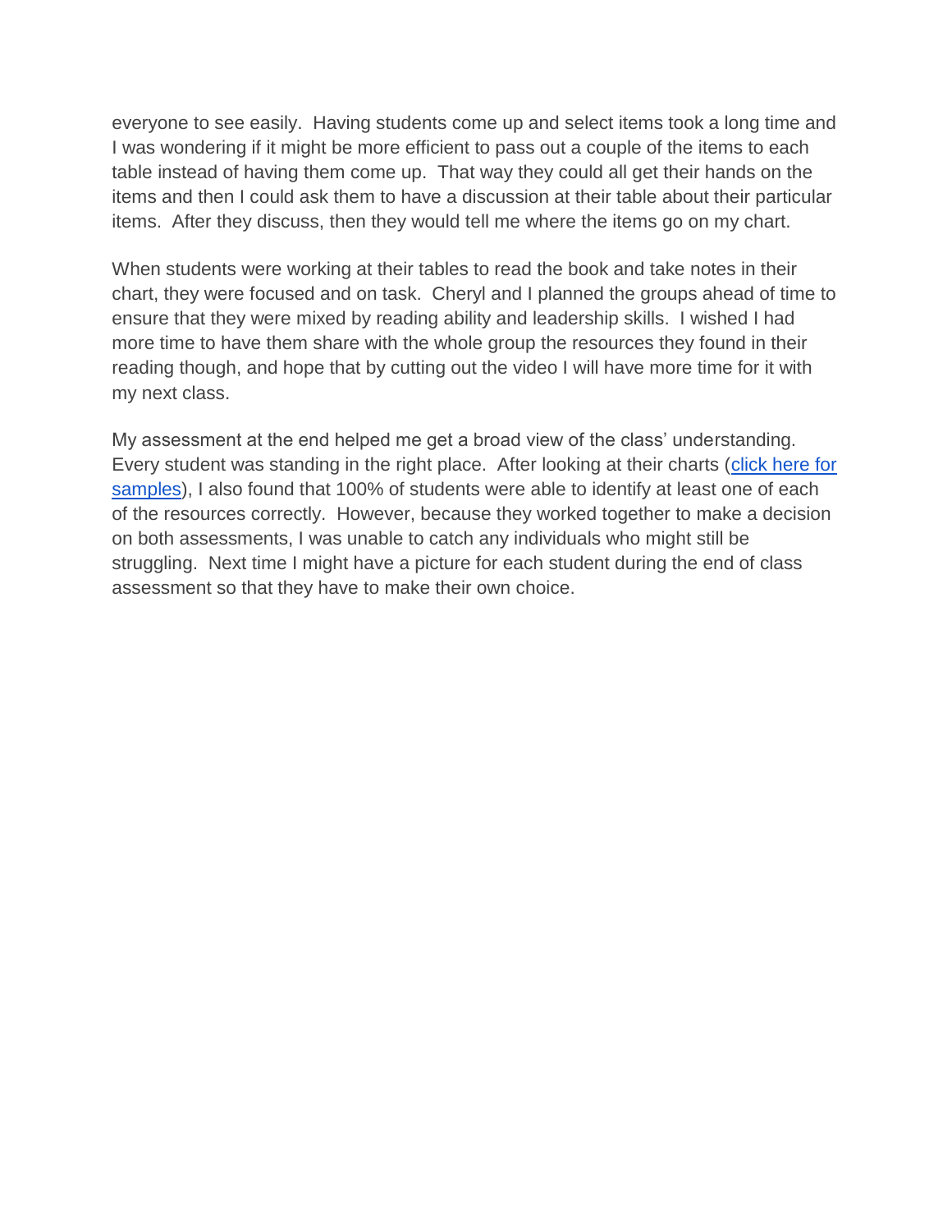everyone to see easily. Having students come up and select items took a long time and I was wondering if it might be more efficient to pass out a couple of the items to each table instead of having them come up. That way they could all get their hands on the items and then I could ask them to have a discussion at their table about their particular items. After they discuss, then they would tell me where the items go on my chart.

When students were working at their tables to read the book and take notes in their chart, they were focused and on task. Cheryl and I planned the groups ahead of time to ensure that they were mixed by reading ability and leadership skills. I wished I had more time to have them share with the whole group the resources they found in their reading though, and hope that by cutting out the video I will have more time for it with my next class.

My assessment at the end helped me get a broad view of the class' understanding. Every student was standing in the right place. After looking at their charts (click here for samples), I also found that 100% of students were able to identify at least one of each of the resources correctly. However, because they worked together to make a decision on both assessments, I was unable to catch any individuals who might still be struggling. Next time I might have a picture for each student during the end of class assessment so that they have to make their own choice.